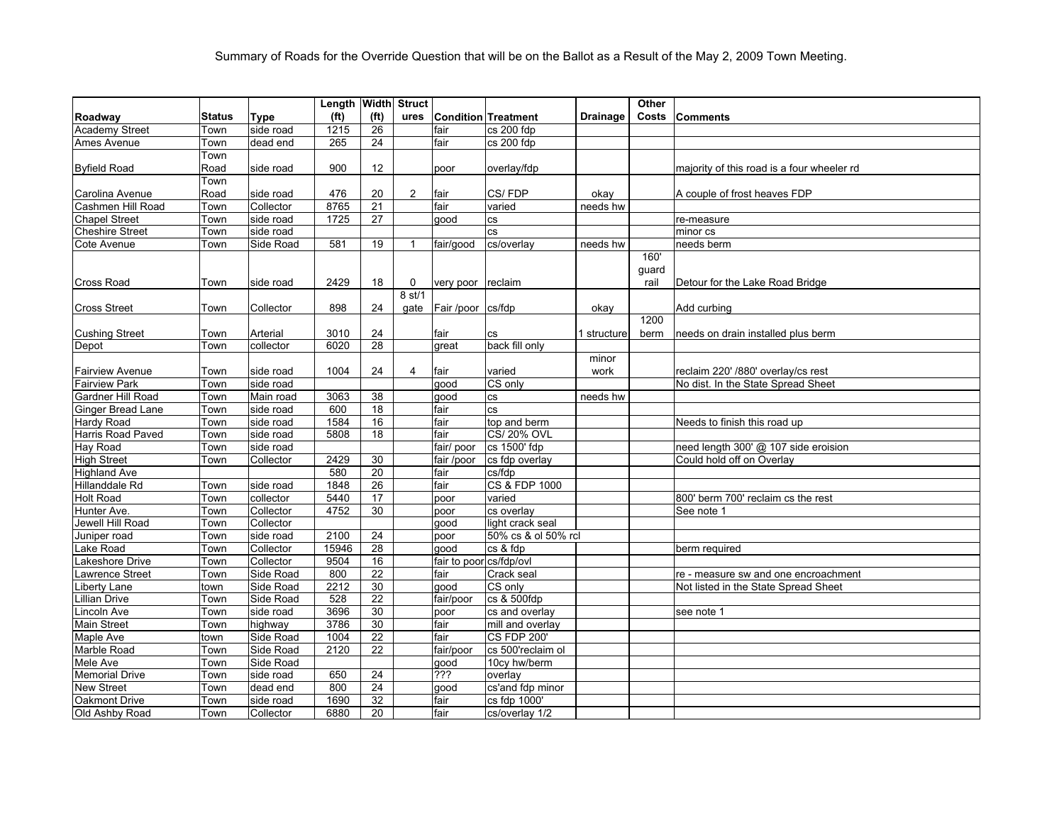Summary of Roads for the Override Question that will be on the Ballot as a Result of the May 2, 2009 Town Meeting.

| Roadway | Status | Type | Length (ft) | Width (ft) | Structures | Condition | Treatment | Drainage | Other Costs | Comments |
|---|---|---|---|---|---|---|---|---|---|---|
| Academy Street | Town | side road | 1215 | 26 | | fair | cs 200 fdp | | | |
| Ames Avenue | Town | dead end | 265 | 24 | | fair | cs 200 fdp | | | |
| Byfield Road | Town Road | side road | 900 | 12 | | poor | overlay/fdp | | | majority of this road is a four wheeler rd |
| Carolina Avenue | Town Road | side road | 476 | 20 | 2 | fair | CS/ FDP | okay | | A couple of frost heaves FDP |
| Cashmen Hill Road | Town | Collector | 8765 | 21 | | fair | varied | needs hw | | |
| Chapel Street | Town | side road | 1725 | 27 | | good | cs | | | re-measure |
| Cheshire Street | Town | side road | | | | | cs | | | minor cs |
| Cote Avenue | Town | Side Road | 581 | 19 | 1 | fair/good | cs/overlay | needs hw | | needs berm |
| Cross Road | Town | side road | 2429 | 18 | 0 | very poor | reclaim | | 160' guard rail | Detour for the Lake Road Bridge |
| Cross Street | Town | Collector | 898 | 24 | 8 st/1 gate | Fair /poor | cs/fdp | okay | | Add curbing |
| Cushing Street | Town | Arterial | 3010 | 24 | | fair | cs | 1 structure | 1200 berm | needs on drain installed plus berm |
| Depot | Town | collector | 6020 | 28 | | great | back fill only | | | |
| Fairview Avenue | Town | side road | 1004 | 24 | 4 | fair | varied | minor work | | reclaim 220' /880' overlay/cs rest |
| Fairview Park | Town | side road | | | | good | CS only | | | No dist. In the State Spread Sheet |
| Gardner Hill Road | Town | Main road | 3063 | 38 | | good | cs | needs hw | | |
| Ginger Bread Lane | Town | side road | 600 | 18 | | fair | cs | | | |
| Hardy Road | Town | side road | 1584 | 16 | | fair | top and berm | | | Needs to finish this road up |
| Harris Road Paved | Town | side road | 5808 | 18 | | fair | CS/ 20% OVL | | | |
| Hay Road | Town | side road | | | | fair/ poor | cs 1500' fdp | | | need length 300' @ 107 side eroision |
| High Street | Town | Collector | 2429 | 30 | | fair /poor | cs fdp overlay | | | Could hold off on Overlay |
| Highland Ave | | | 580 | 20 | | fair | cs/fdp | | | |
| Hillanddale Rd | Town | side road | 1848 | 26 | | fair | CS & FDP 1000 | | | |
| Holt Road | Town | collector | 5440 | 17 | | poor | varied | | | 800' berm 700' reclaim cs the rest |
| Hunter Ave. | Town | Collector | 4752 | 30 | | poor | cs overlay | | | See note 1 |
| Jewell Hill Road | Town | Collector | | | | good | light crack seal | | | |
| Juniper road | Town | side road | 2100 | 24 | | poor | 50% cs & ol 50% rcl | | | |
| Lake Road | Town | Collector | 15946 | 28 | | good | cs & fdp | | | berm required |
| Lakeshore Drive | Town | Collector | 9504 | 16 | | fair to poor | cs/fdp/ovl | | | |
| Lawrence Street | Town | Side Road | 800 | 22 | | fair | Crack seal | | | re - measure sw and one encroachment |
| Liberty Lane | town | Side Road | 2212 | 30 | | good | CS only | | | Not listed in the State Spread Sheet |
| Lillian Drive | Town | Side Road | 528 | 22 | | fair/poor | cs & 500fdp | | | |
| Lincoln Ave | Town | side road | 3696 | 30 | | poor | cs and overlay | | | see note 1 |
| Main Street | Town | highway | 3786 | 30 | | fair | mill and overlay | | | |
| Maple Ave | town | Side Road | 1004 | 22 | | fair | CS FDP 200' | | | |
| Marble Road | Town | Side Road | 2120 | 22 | | fair/poor | cs 500'reclaim ol | | | |
| Mele Ave | Town | Side Road | | | | good | 10cy hw/berm | | | |
| Memorial Drive | Town | side road | 650 | 24 | | ??? | overlay | | | |
| New Street | Town | dead end | 800 | 24 | | good | cs'and fdp minor | | | |
| Oakmont Drive | Town | side road | 1690 | 32 | | fair | cs fdp 1000' | | | |
| Old Ashby Road | Town | Collector | 6880 | 20 | | fair | cs/overlay 1/2 | | | |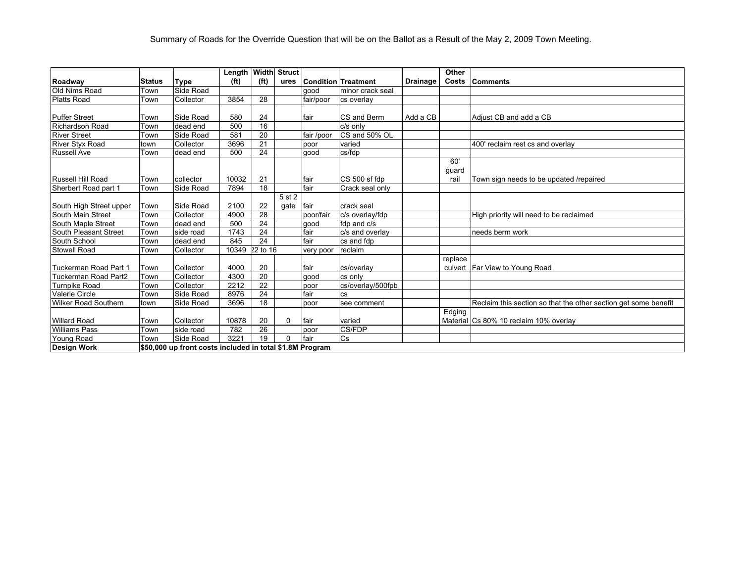Summary of Roads for the Override Question that will be on the Ballot as a Result of the May 2, 2009 Town Meeting.

| Roadway | Status | Type | Length (ft) | Width (ft) | Structures | Condition | Treatment | Drainage | Other Costs | Comments |
|---|---|---|---|---|---|---|---|---|---|---|
| Old Nims Road | Town | Side Road | | | | good | minor crack seal | | | |
| Platts Road | Town | Collector | 3854 | 28 | | fair/poor | cs overlay | | | |
| Puffer Street | Town | Side Road | 580 | 24 | | fair | CS and Berm | Add a CB | | Adjust CB and add a CB |
| Richardson Road | Town | dead end | 500 | 16 | | | c/s only | | | |
| River Street | Town | Side Road | 581 | 20 | | fair /poor | CS and 50% OL | | | |
| River Styx Road | town | Collector | 3696 | 21 | | poor | varied | | | 400' reclaim rest cs and overlay |
| Russell Ave | Town | dead end | 500 | 24 | | good | cs/fdp | | | |
| Russell Hill Road | Town | collector | 10032 | 21 | | fair | CS 500 sf fdp | | 60' guard rail | Town sign needs to be updated /repaired |
| Sherbert Road part 1 | Town | Side Road | 7894 | 18 | | fair | Crack seal only | | | |
| South High Street upper | Town | Side Road | 2100 | 22 | 5 st 2 gate | fair | crack seal | | | |
| South Main Street | Town | Collector | 4900 | 28 | | poor/fair | c/s overlay/fdp | | | High priority will need to be reclaimed |
| South Maple Street | Town | dead end | 500 | 24 | | good | fdp and c/s | | | |
| South Pleasant Street | Town | side road | 1743 | 24 | | fair | c/s and overlay | | | needs berm work |
| South School | Town | dead end | 845 | 24 | | fair | cs and fdp | | | |
| Stowell Road | Town | Collector | 10349 | 22 to 16 | | very poor | reclaim | | | |
| Tuckerman Road Part 1 | Town | Collector | 4000 | 20 | | fair | cs/overlay | | replace culvert | Far View to Young Road |
| Tuckerman Road Part2 | Town | Collector | 4300 | 20 | | good | cs only | | | |
| Turnpike Road | Town | Collector | 2212 | 22 | | poor | cs/overlay/500fpb | | | |
| Valerie Circle | Town | Side Road | 8976 | 24 | | fair | cs | | | |
| Wilker Road Southern | town | Side Road | 3696 | 18 | | poor | see comment | | | Reclaim this section so that the other section get some benefit |
| Willard Road | Town | Collector | 10878 | 20 | 0 | fair | varied | | Edging Material | Cs 80% 10 reclaim 10% overlay |
| Williams Pass | Town | side road | 782 | 26 | | poor | CS/FDP | | | |
| Young Road | Town | Side Road | 3221 | 19 | 0 | fair | Cs | | | |
| **Design Work** | **$50,000 up front costs included in total $1.8M Program** | | | | | | | | | |